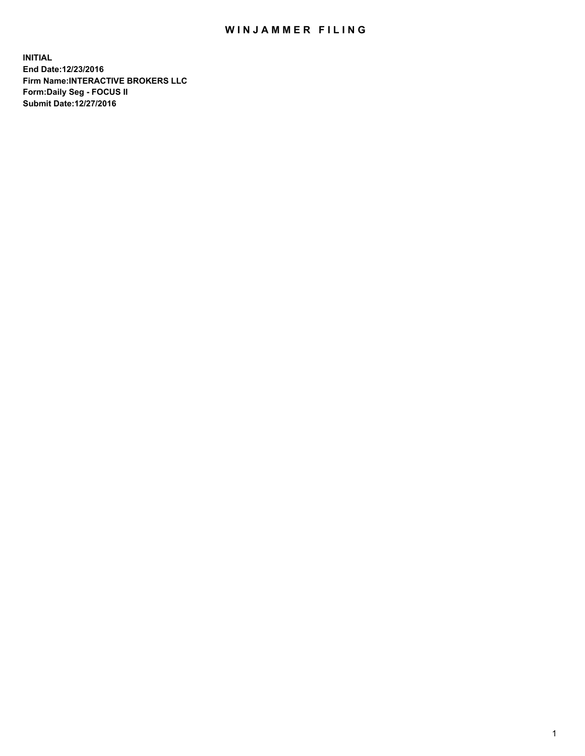# WINJAMMER FILING

**INITIAL**
**End Date:12/23/2016**
**Firm Name:INTERACTIVE BROKERS LLC**
**Form:Daily Seg - FOCUS II**
**Submit Date:12/27/2016**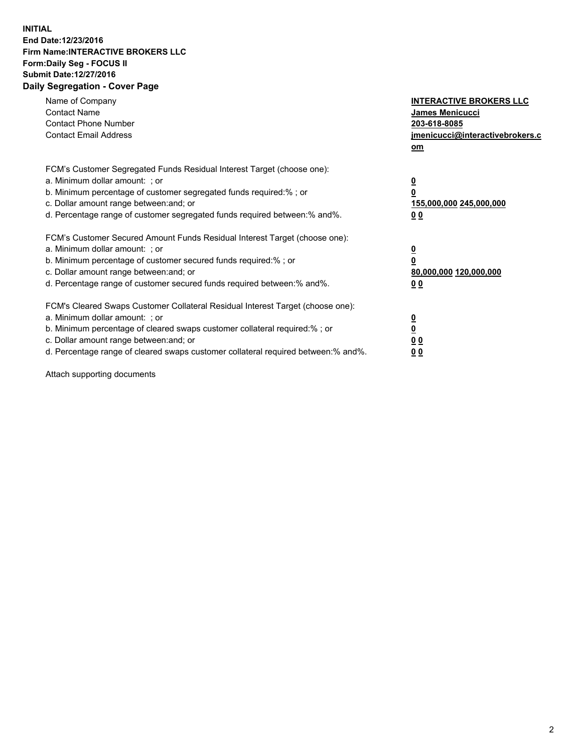**INITIAL**
**End Date:12/23/2016**
**Firm Name:INTERACTIVE BROKERS LLC**
**Form:Daily Seg - FOCUS II**
**Submit Date:12/27/2016**

## Daily Segregation - Cover Page

| | |
|---|---|
| Name of Company | **INTERACTIVE BROKERS LLC** |
| Contact Name | **James Menicucci** |
| Contact Phone Number | **203-618-8085** |
| Contact Email Address | **jmenicucci@interactivebrokers.com** |

| | |
|---|---|
| FCM's Customer Segregated Funds Residual Interest Target (choose one): | |
| a. Minimum dollar amount: ; or | **0** |
| b. Minimum percentage of customer segregated funds required:% ; or | **0** |
| c. Dollar amount range between:and; or | **155,000,000 245,000,000** |
| d. Percentage range of customer segregated funds required between:% and%. | **0 0** |
| FCM's Customer Secured Amount Funds Residual Interest Target (choose one): | |
| a. Minimum dollar amount: ; or | **0** |
| b. Minimum percentage of customer secured funds required:% ; or | **0** |
| c. Dollar amount range between:and; or | **80,000,000 120,000,000** |
| d. Percentage range of customer secured funds required between:% and%. | **0 0** |
| FCM's Cleared Swaps Customer Collateral Residual Interest Target (choose one): | |
| a. Minimum dollar amount: ; or | **0** |
| b. Minimum percentage of cleared swaps customer collateral required:% ; or | **0** |
| c. Dollar amount range between:and; or | **0 0** |
| d. Percentage range of cleared swaps customer collateral required between:% and%. | **0 0** |

Attach supporting documents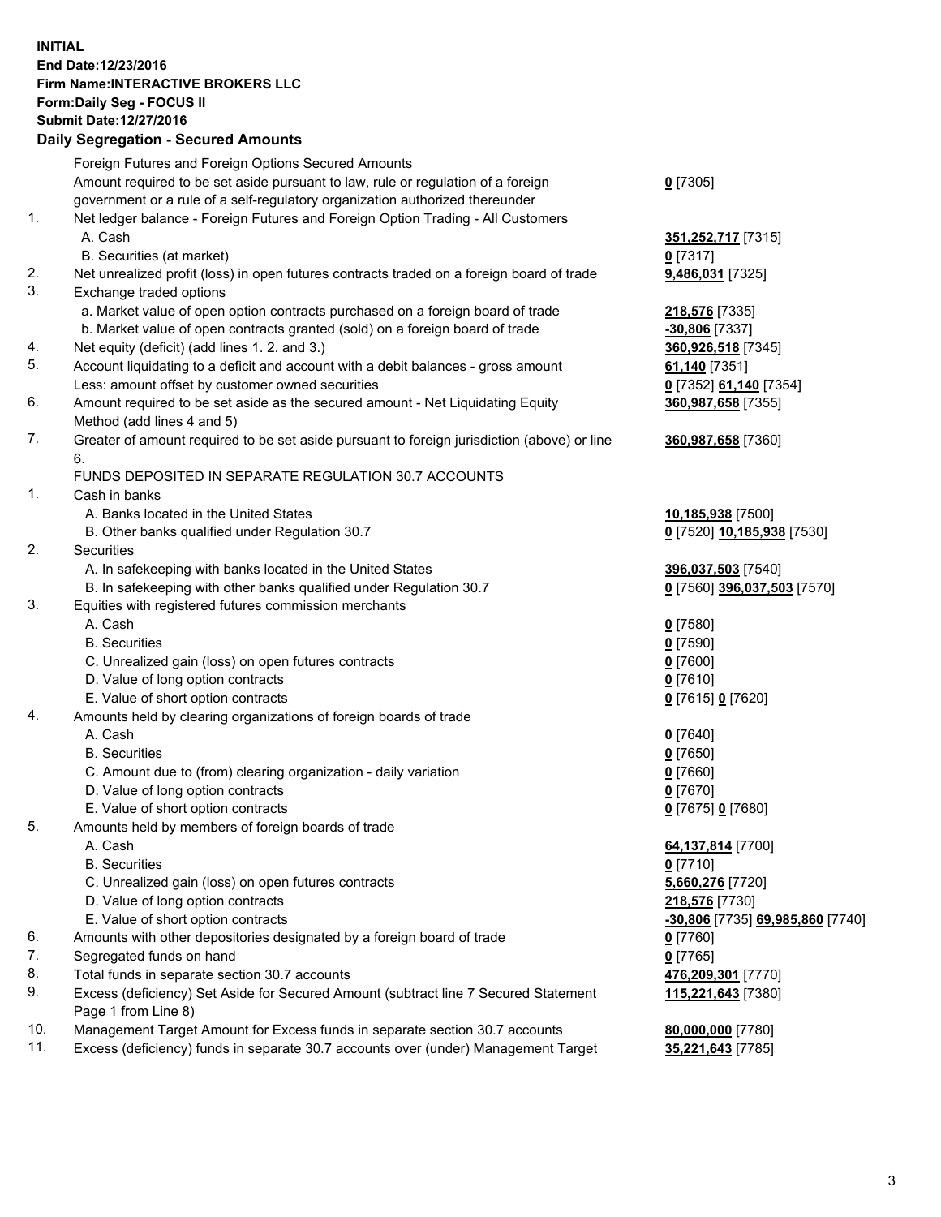**INITIAL**
**End Date:12/23/2016**
**Firm Name:INTERACTIVE BROKERS LLC**
**Form:Daily Seg - FOCUS II**
**Submit Date:12/27/2016**

### Daily Segregation - Secured Amounts

| | | |
|---|---|---|
| | Foreign Futures and Foreign Options Secured Amounts | |
| | Amount required to be set aside pursuant to law, rule or regulation of a foreign government or a rule of a self-regulatory organization authorized thereunder | **0** [7305] |
| 1. | Net ledger balance - Foreign Futures and Foreign Option Trading - All Customers | |
| | A. Cash | **351,252,717** [7315] |
| | B. Securities (at market) | **0** [7317] |
| 2. | Net unrealized profit (loss) in open futures contracts traded on a foreign board of trade | **9,486,031** [7325] |
| 3. | Exchange traded options | |
| | a. Market value of open option contracts purchased on a foreign board of trade | **218,576** [7335] |
| | b. Market value of open contracts granted (sold) on a foreign board of trade | **-30,806** [7337] |
| 4. | Net equity (deficit) (add lines 1. 2. and 3.) | **360,926,518** [7345] |
| 5. | Account liquidating to a deficit and account with a debit balances - gross amount | **61,140** [7351] |
| | Less: amount offset by customer owned securities | **0** [7352] **61,140** [7354] |
| 6. | Amount required to be set aside as the secured amount - Net Liquidating Equity Method (add lines 4 and 5) | **360,987,658** [7355] |
| 7. | Greater of amount required to be set aside pursuant to foreign jurisdiction (above) or line 6. | **360,987,658** [7360] |
| | FUNDS DEPOSITED IN SEPARATE REGULATION 30.7 ACCOUNTS | |
| 1. | Cash in banks | |
| | A. Banks located in the United States | **10,185,938** [7500] |
| | B. Other banks qualified under Regulation 30.7 | **0** [7520] **10,185,938** [7530] |
| 2. | Securities | |
| | A. In safekeeping with banks located in the United States | **396,037,503** [7540] |
| | B. In safekeeping with other banks qualified under Regulation 30.7 | **0** [7560] **396,037,503** [7570] |
| 3. | Equities with registered futures commission merchants | |
| | A. Cash | **0** [7580] |
| | B. Securities | **0** [7590] |
| | C. Unrealized gain (loss) on open futures contracts | **0** [7600] |
| | D. Value of long option contracts | **0** [7610] |
| | E. Value of short option contracts | **0** [7615] **0** [7620] |
| 4. | Amounts held by clearing organizations of foreign boards of trade | |
| | A. Cash | **0** [7640] |
| | B. Securities | **0** [7650] |
| | C. Amount due to (from) clearing organization - daily variation | **0** [7660] |
| | D. Value of long option contracts | **0** [7670] |
| | E. Value of short option contracts | **0** [7675] **0** [7680] |
| 5. | Amounts held by members of foreign boards of trade | |
| | A. Cash | **64,137,814** [7700] |
| | B. Securities | **0** [7710] |
| | C. Unrealized gain (loss) on open futures contracts | **5,660,276** [7720] |
| | D. Value of long option contracts | **218,576** [7730] |
| | E. Value of short option contracts | **-30,806** [7735] **69,985,860** [7740] |
| 6. | Amounts with other depositories designated by a foreign board of trade | **0** [7760] |
| 7. | Segregated funds on hand | **0** [7765] |
| 8. | Total funds in separate section 30.7 accounts | **476,209,301** [7770] |
| 9. | Excess (deficiency) Set Aside for Secured Amount (subtract line 7 Secured Statement Page 1 from Line 8) | **115,221,643** [7380] |
| 10. | Management Target Amount for Excess funds in separate section 30.7 accounts | **80,000,000** [7780] |
| 11. | Excess (deficiency) funds in separate 30.7 accounts over (under) Management Target | **35,221,643** [7785] |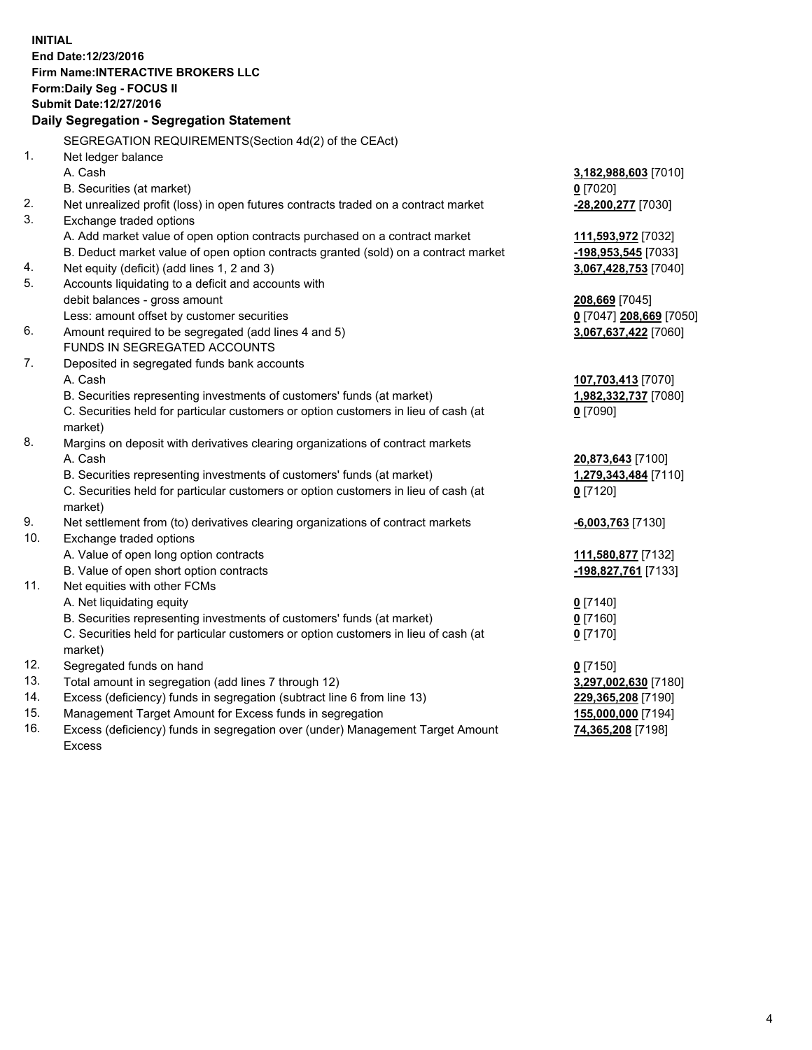**INITIAL**
**End Date:12/23/2016**
**Firm Name:INTERACTIVE BROKERS LLC**
**Form:Daily Seg - FOCUS II**
**Submit Date:12/27/2016**

**Daily Segregation - Segregation Statement**

SEGREGATION REQUIREMENTS(Section 4d(2) of the CEAct)

| | | |
|---|---|---|
| 1. | Net ledger balance | |
| | A. Cash | **3,182,988,603** [7010] |
| | B. Securities (at market) | **0** [7020] |
| 2. | Net unrealized profit (loss) in open futures contracts traded on a contract market | **-28,200,277** [7030] |
| 3. | Exchange traded options | |
| | A. Add market value of open option contracts purchased on a contract market | **111,593,972** [7032] |
| | B. Deduct market value of open option contracts granted (sold) on a contract market | **-198,953,545** [7033] |
| 4. | Net equity (deficit) (add lines 1, 2 and 3) | **3,067,428,753** [7040] |
| 5. | Accounts liquidating to a deficit and accounts with | |
| | debit balances - gross amount | **208,669** [7045] |
| | Less: amount offset by customer securities | **0** [7047] **208,669** [7050] |
| 6. | Amount required to be segregated (add lines 4 and 5) | **3,067,637,422** [7060] |
| | FUNDS IN SEGREGATED ACCOUNTS | |
| 7. | Deposited in segregated funds bank accounts | |
| | A. Cash | **107,703,413** [7070] |
| | B. Securities representing investments of customers' funds (at market) | **1,982,332,737** [7080] |
| | C. Securities held for particular customers or option customers in lieu of cash (at market) | **0** [7090] |
| 8. | Margins on deposit with derivatives clearing organizations of contract markets | |
| | A. Cash | **20,873,643** [7100] |
| | B. Securities representing investments of customers' funds (at market) | **1,279,343,484** [7110] |
| | C. Securities held for particular customers or option customers in lieu of cash (at market) | **0** [7120] |
| 9. | Net settlement from (to) derivatives clearing organizations of contract markets | **-6,003,763** [7130] |
| 10. | Exchange traded options | |
| | A. Value of open long option contracts | **111,580,877** [7132] |
| | B. Value of open short option contracts | **-198,827,761** [7133] |
| 11. | Net equities with other FCMs | |
| | A. Net liquidating equity | **0** [7140] |
| | B. Securities representing investments of customers' funds (at market) | **0** [7160] |
| | C. Securities held for particular customers or option customers in lieu of cash (at market) | **0** [7170] |
| 12. | Segregated funds on hand | **0** [7150] |
| 13. | Total amount in segregation (add lines 7 through 12) | **3,297,002,630** [7180] |
| 14. | Excess (deficiency) funds in segregation (subtract line 6 from line 13) | **229,365,208** [7190] |
| 15. | Management Target Amount for Excess funds in segregation | **155,000,000** [7194] |
| 16. | Excess (deficiency) funds in segregation over (under) Management Target Amount Excess | **74,365,208** [7198] |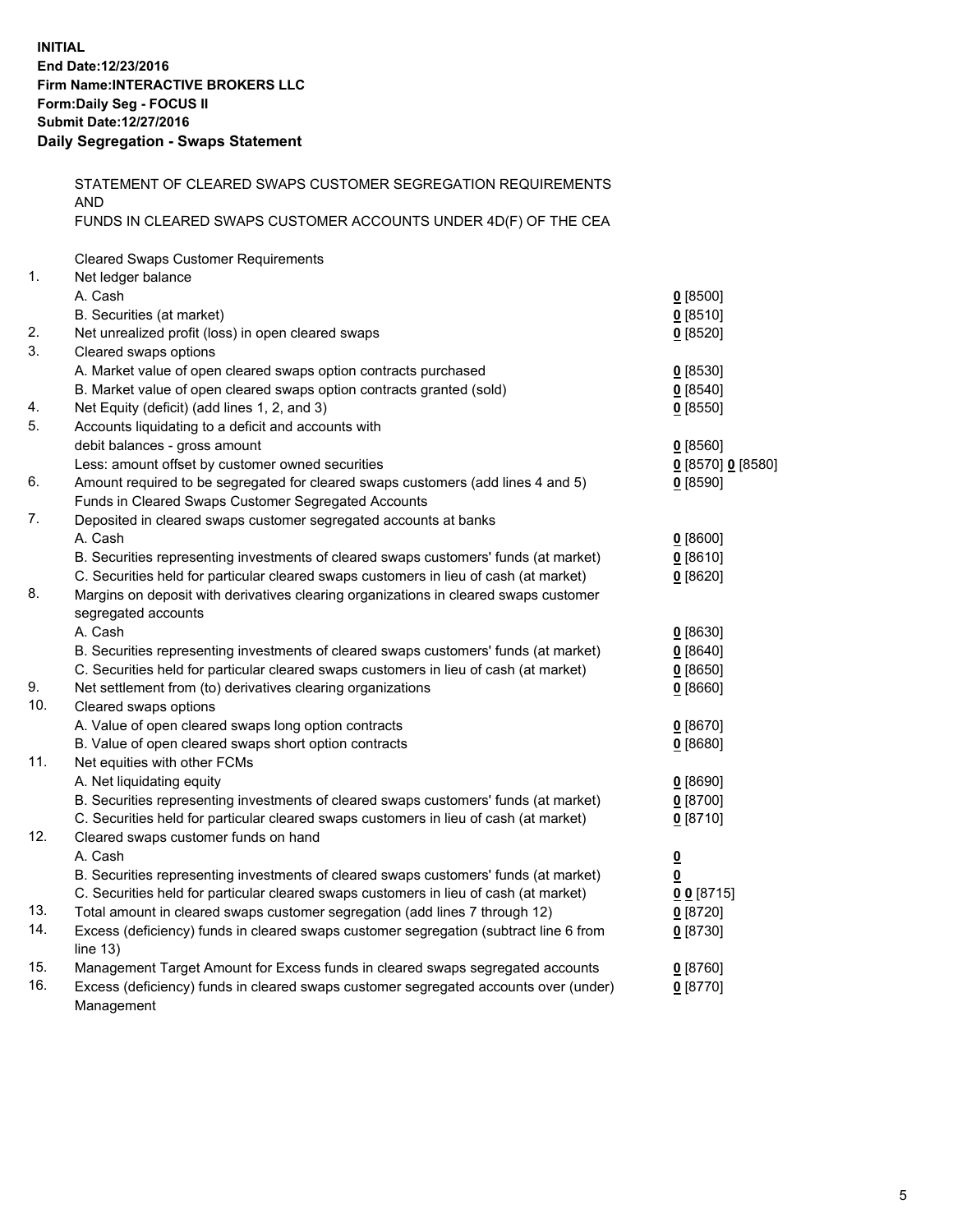**INITIAL**
**End Date:12/23/2016**
**Firm Name:INTERACTIVE BROKERS LLC**
**Form:Daily Seg - FOCUS II**
**Submit Date:12/27/2016**
**Daily Segregation - Swaps Statement**

STATEMENT OF CLEARED SWAPS CUSTOMER SEGREGATION REQUIREMENTS AND FUNDS IN CLEARED SWAPS CUSTOMER ACCOUNTS UNDER 4D(F) OF THE CEA

| | | |
|---|---|---|
| | Cleared Swaps Customer Requirements | |
| 1. | Net ledger balance | |
| | A. Cash | 0 [8500] |
| | B. Securities (at market) | 0 [8510] |
| 2. | Net unrealized profit (loss) in open cleared swaps | 0 [8520] |
| 3. | Cleared swaps options | |
| | A. Market value of open cleared swaps option contracts purchased | 0 [8530] |
| | B. Market value of open cleared swaps option contracts granted (sold) | 0 [8540] |
| 4. | Net Equity (deficit) (add lines 1, 2, and 3) | 0 [8550] |
| 5. | Accounts liquidating to a deficit and accounts with debit balances - gross amount | 0 [8560] |
| | Less: amount offset by customer owned securities | 0 [8570] 0 [8580] |
| 6. | Amount required to be segregated for cleared swaps customers (add lines 4 and 5) | 0 [8590] |
| | Funds in Cleared Swaps Customer Segregated Accounts | |
| 7. | Deposited in cleared swaps customer segregated accounts at banks | |
| | A. Cash | 0 [8600] |
| | B. Securities representing investments of cleared swaps customers' funds (at market) | 0 [8610] |
| | C. Securities held for particular cleared swaps customers in lieu of cash (at market) | 0 [8620] |
| 8. | Margins on deposit with derivatives clearing organizations in cleared swaps customer segregated accounts | |
| | A. Cash | 0 [8630] |
| | B. Securities representing investments of cleared swaps customers' funds (at market) | 0 [8640] |
| | C. Securities held for particular cleared swaps customers in lieu of cash (at market) | 0 [8650] |
| 9. | Net settlement from (to) derivatives clearing organizations | 0 [8660] |
| 10. | Cleared swaps options | |
| | A. Value of open cleared swaps long option contracts | 0 [8670] |
| | B. Value of open cleared swaps short option contracts | 0 [8680] |
| 11. | Net equities with other FCMs | |
| | A. Net liquidating equity | 0 [8690] |
| | B. Securities representing investments of cleared swaps customers' funds (at market) | 0 [8700] |
| | C. Securities held for particular cleared swaps customers in lieu of cash (at market) | 0 [8710] |
| 12. | Cleared swaps customer funds on hand | |
| | A. Cash | 0 |
| | B. Securities representing investments of cleared swaps customers' funds (at market) | 0 |
| | C. Securities held for particular cleared swaps customers in lieu of cash (at market) | 0 0 [8715] |
| 13. | Total amount in cleared swaps customer segregation (add lines 7 through 12) | 0 [8720] |
| 14. | Excess (deficiency) funds in cleared swaps customer segregation (subtract line 6 from line 13) | 0 [8730] |
| 15. | Management Target Amount for Excess funds in cleared swaps segregated accounts | 0 [8760] |
| 16. | Excess (deficiency) funds in cleared swaps customer segregated accounts over (under) Management | 0 [8770] |